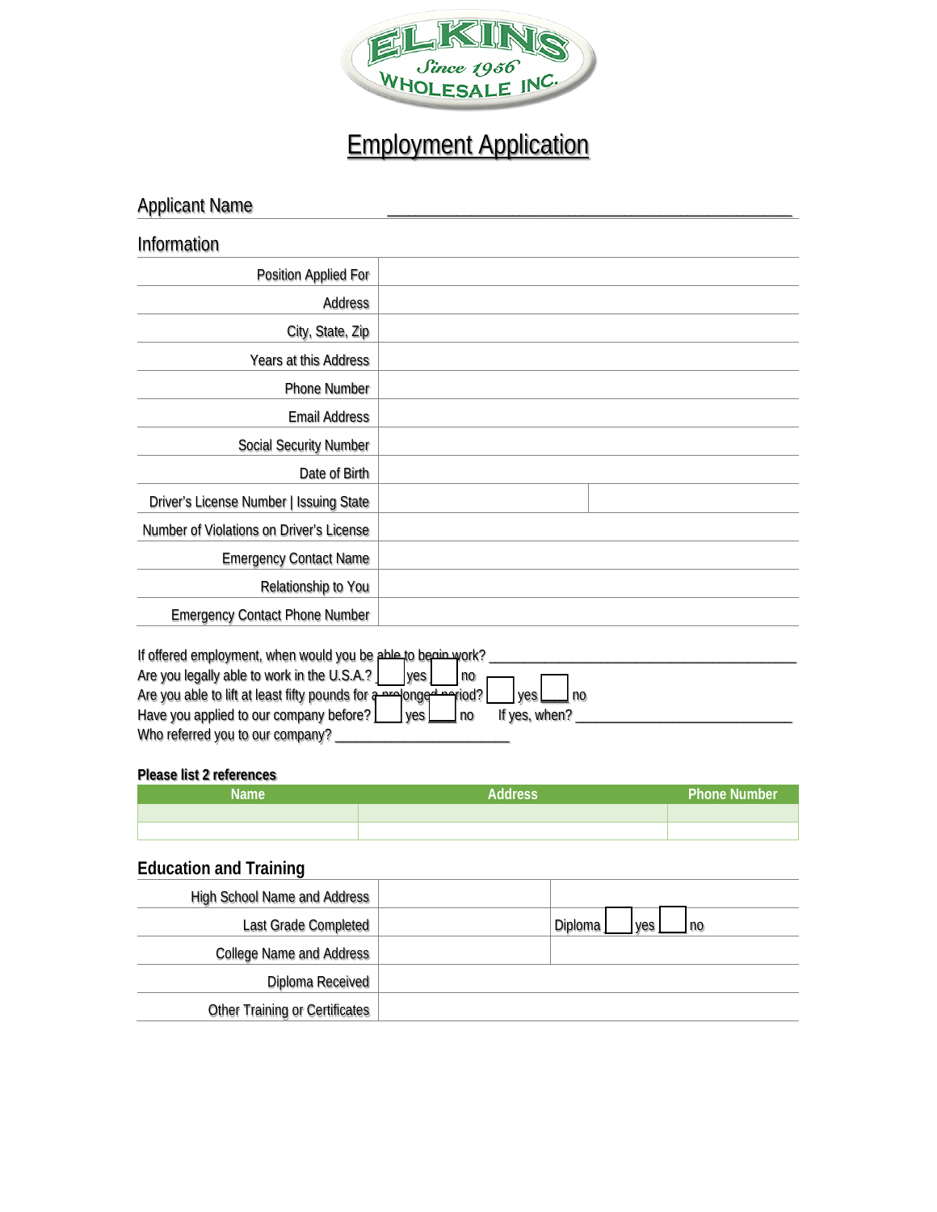ELKINS Since 1956 WHOLESALE INC.

# Employment Application

## Applicant Name ____________________________________________

## Information

| | |
|---|---|
| Position Applied For | |
| Address | |
| City, State, Zip | |
| Years at this Address | |
| Phone Number | |
| Email Address | |
| Social Security Number | |
| Date of Birth | |
| Driver's License Number \| Issuing State | |
| Number of Violations on Driver's License | |
| Emergency Contact Name | |
| Relationship to You | |
| Emergency Contact Phone Number | |

If offered employment, when would you be able to begin work? ________________________________

Are you legally able to work in the U.S.A.? ☐ yes ☐ no

Are you able to lift at least fifty pounds for a prolonged period? ☐ yes ☐ no

Have you applied to our company before? ☐ yes ☐ no If yes, when? ________________________

Who referred you to our company? ____________________

**Please list 2 references**

| Name | Address | Phone Number |
|---|---|---|
| | | |
| | | |

## Education and Training

| | | |
|---|---|---|
| High School Name and Address | | |
| Last Grade Completed | | Diploma ☐ yes ☐ no |
| College Name and Address | | |
| Diploma Received | | |
| Other Training or Certificates | | |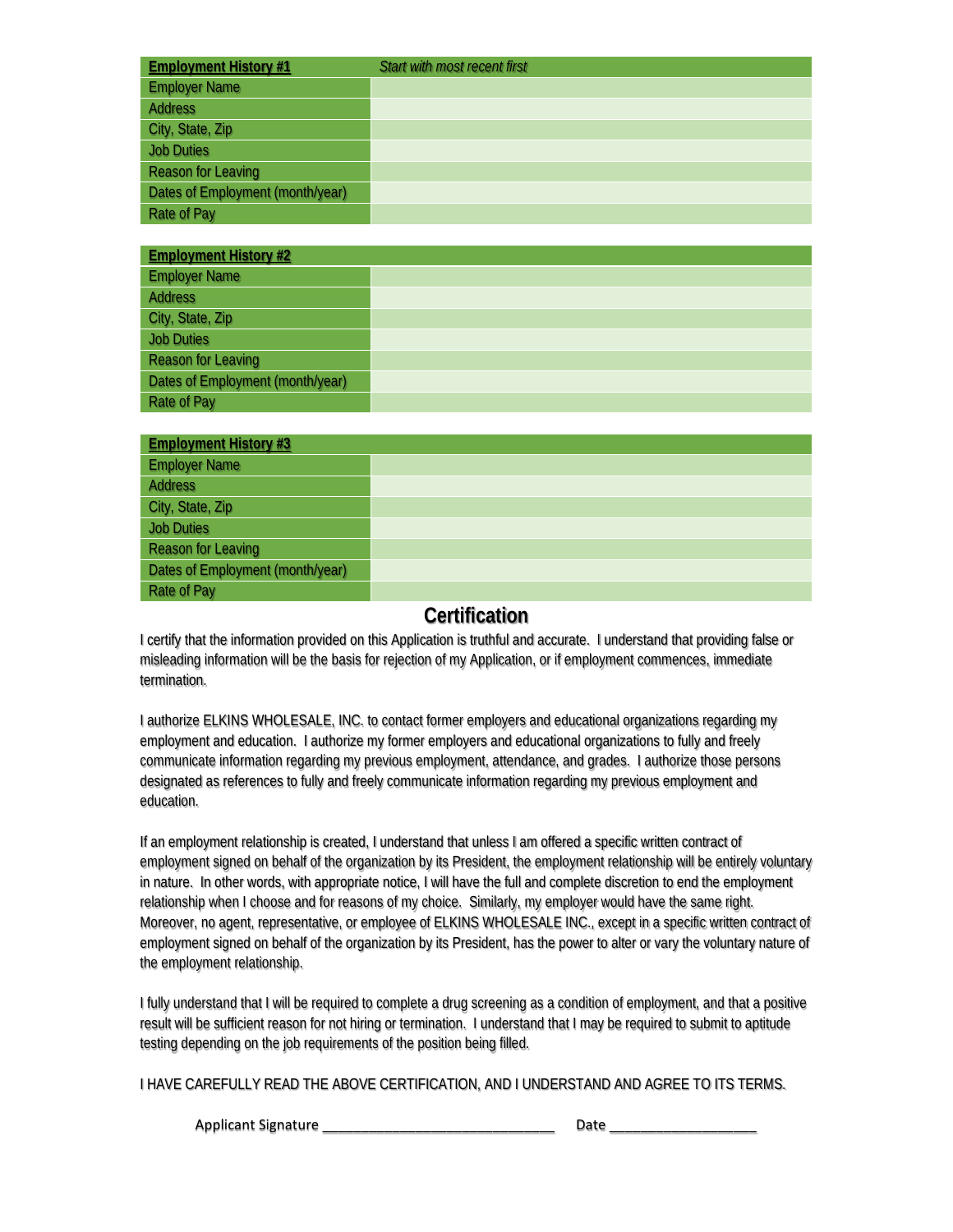| **Employment History #1** | *Start with most recent first* |
| --- | --- |
| Employer Name | |
| Address | |
| City, State, Zip | |
| Job Duties | |
| Reason for Leaving | |
| Dates of Employment (month/year) | |
| Rate of Pay | |

| **Employment History #2** | |
| --- | --- |
| Employer Name | |
| Address | |
| City, State, Zip | |
| Job Duties | |
| Reason for Leaving | |
| Dates of Employment (month/year) | |
| Rate of Pay | |

| **Employment History #3** | |
| --- | --- |
| Employer Name | |
| Address | |
| City, State, Zip | |
| Job Duties | |
| Reason for Leaving | |
| Dates of Employment (month/year) | |
| Rate of Pay | |

## Certification

I certify that the information provided on this Application is truthful and accurate. I understand that providing false or misleading information will be the basis for rejection of my Application, or if employment commences, immediate termination.

I authorize ELKINS WHOLESALE, INC. to contact former employers and educational organizations regarding my employment and education. I authorize my former employers and educational organizations to fully and freely communicate information regarding my previous employment, attendance, and grades. I authorize those persons designated as references to fully and freely communicate information regarding my previous employment and education.

If an employment relationship is created, I understand that unless I am offered a specific written contract of employment signed on behalf of the organization by its President, the employment relationship will be entirely voluntary in nature. In other words, with appropriate notice, I will have the full and complete discretion to end the employment relationship when I choose and for reasons of my choice. Similarly, my employer would have the same right. Moreover, no agent, representative, or employee of ELKINS WHOLESALE INC., except in a specific written contract of employment signed on behalf of the organization by its President, has the power to alter or vary the voluntary nature of the employment relationship.

I fully understand that I will be required to complete a drug screening as a condition of employment, and that a positive result will be sufficient reason for not hiring or termination. I understand that I may be required to submit to aptitude testing depending on the job requirements of the position being filled.

I HAVE CAREFULLY READ THE ABOVE CERTIFICATION, AND I UNDERSTAND AND AGREE TO ITS TERMS.

Applicant Signature ______________________________ Date ___________________